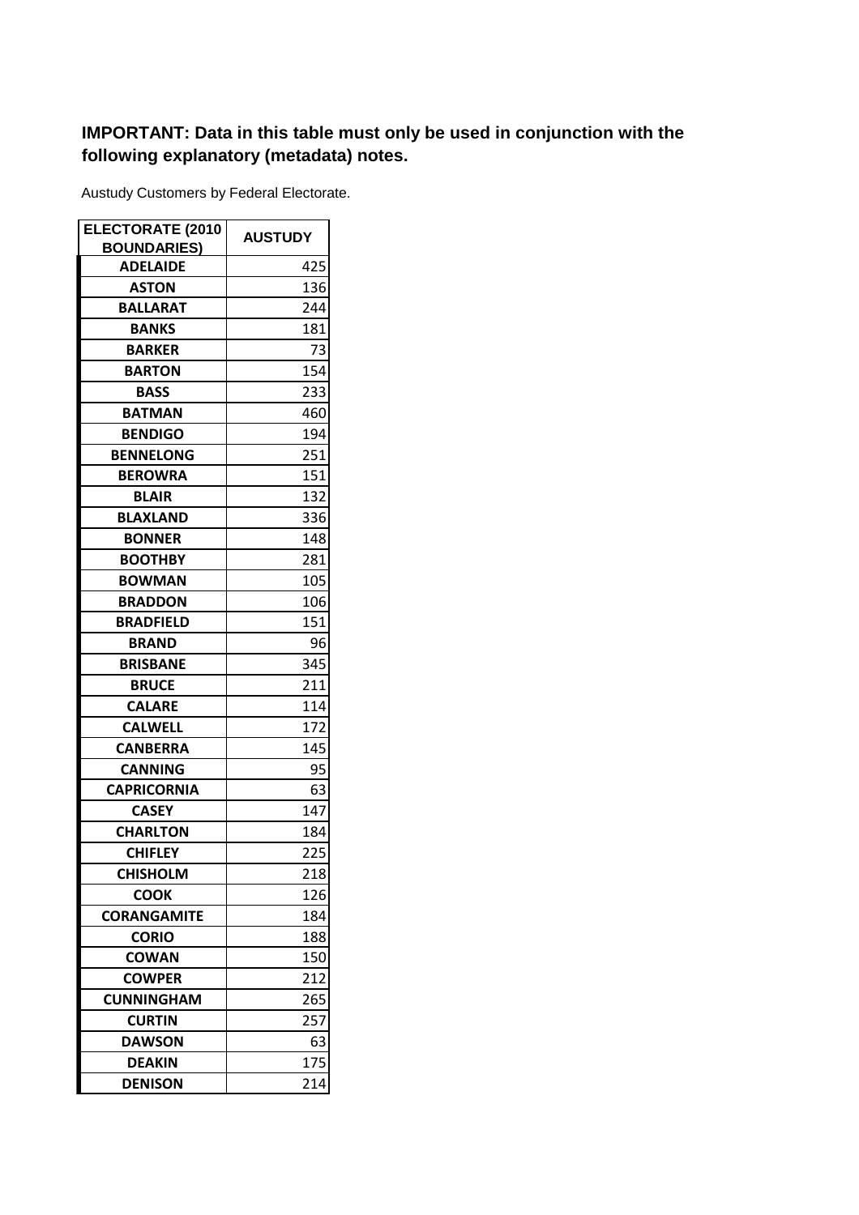**IMPORTANT: Data in this table must only be used in conjunction with the following explanatory (metadata) notes.**

Austudy Customers by Federal Electorate.

| ELECTORATE (2010 BOUNDARIES) | AUSTUDY |
|---|---|
| ADELAIDE | 425 |
| ASTON | 136 |
| BALLARAT | 244 |
| BANKS | 181 |
| BARKER | 73 |
| BARTON | 154 |
| BASS | 233 |
| BATMAN | 460 |
| BENDIGO | 194 |
| BENNELONG | 251 |
| BEROWRA | 151 |
| BLAIR | 132 |
| BLAXLAND | 336 |
| BONNER | 148 |
| BOOTHBY | 281 |
| BOWMAN | 105 |
| BRADDON | 106 |
| BRADFIELD | 151 |
| BRAND | 96 |
| BRISBANE | 345 |
| BRUCE | 211 |
| CALARE | 114 |
| CALWELL | 172 |
| CANBERRA | 145 |
| CANNING | 95 |
| CAPRICORNIA | 63 |
| CASEY | 147 |
| CHARLTON | 184 |
| CHIFLEY | 225 |
| CHISHOLM | 218 |
| COOK | 126 |
| CORANGAMITE | 184 |
| CORIO | 188 |
| COWAN | 150 |
| COWPER | 212 |
| CUNNINGHAM | 265 |
| CURTIN | 257 |
| DAWSON | 63 |
| DEAKIN | 175 |
| DENISON | 214 |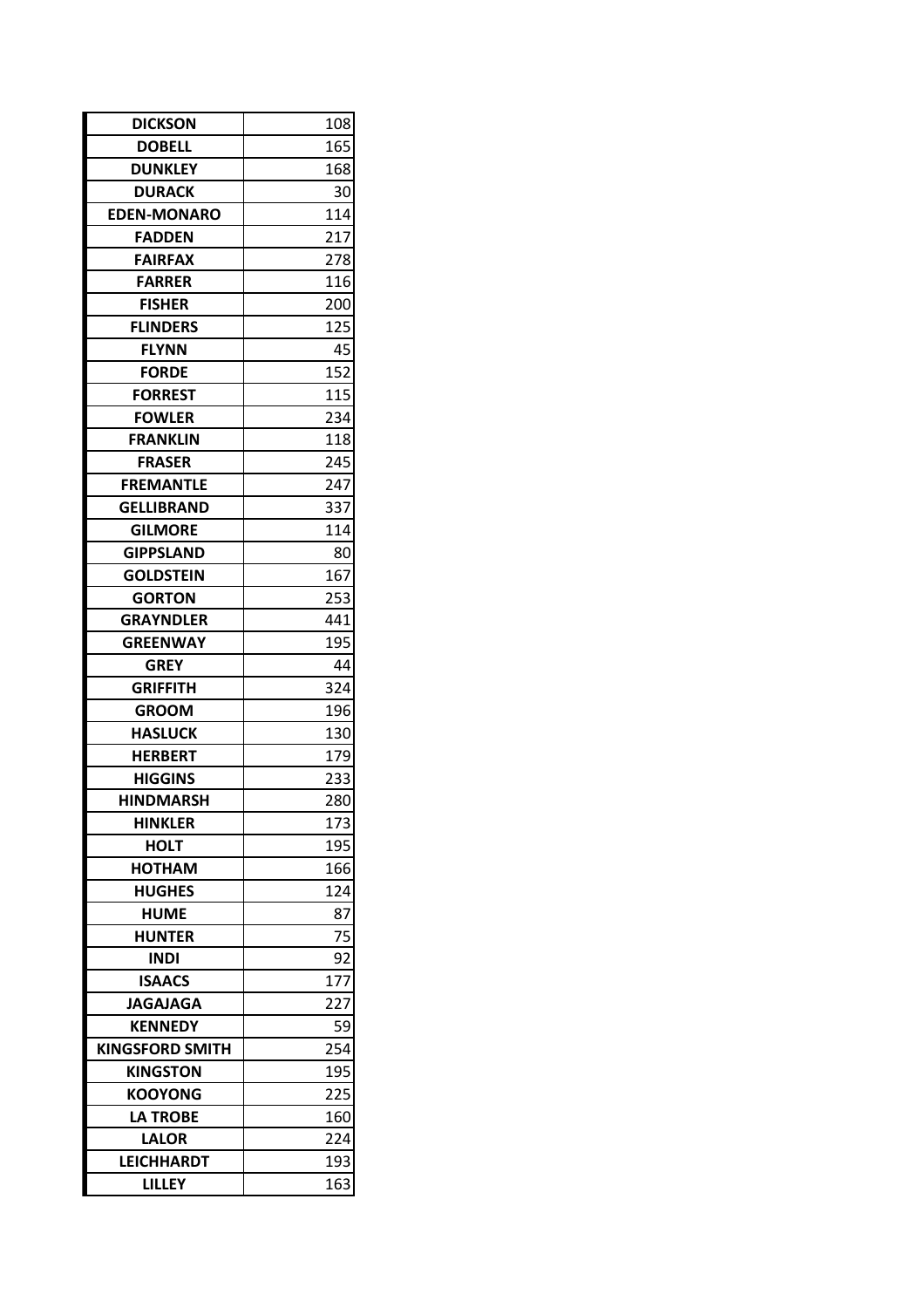| | |
|---|---|
| **DICKSON** | 108 |
| **DOBELL** | 165 |
| **DUNKLEY** | 168 |
| **DURACK** | 30 |
| **EDEN-MONARO** | 114 |
| **FADDEN** | 217 |
| **FAIRFAX** | 278 |
| **FARRER** | 116 |
| **FISHER** | 200 |
| **FLINDERS** | 125 |
| **FLYNN** | 45 |
| **FORDE** | 152 |
| **FORREST** | 115 |
| **FOWLER** | 234 |
| **FRANKLIN** | 118 |
| **FRASER** | 245 |
| **FREMANTLE** | 247 |
| **GELLIBRAND** | 337 |
| **GILMORE** | 114 |
| **GIPPSLAND** | 80 |
| **GOLDSTEIN** | 167 |
| **GORTON** | 253 |
| **GRAYNDLER** | 441 |
| **GREENWAY** | 195 |
| **GREY** | 44 |
| **GRIFFITH** | 324 |
| **GROOM** | 196 |
| **HASLUCK** | 130 |
| **HERBERT** | 179 |
| **HIGGINS** | 233 |
| **HINDMARSH** | 280 |
| **HINKLER** | 173 |
| **HOLT** | 195 |
| **HOTHAM** | 166 |
| **HUGHES** | 124 |
| **HUME** | 87 |
| **HUNTER** | 75 |
| **INDI** | 92 |
| **ISAACS** | 177 |
| **JAGAJAGA** | 227 |
| **KENNEDY** | 59 |
| **KINGSFORD SMITH** | 254 |
| **KINGSTON** | 195 |
| **KOOYONG** | 225 |
| **LA TROBE** | 160 |
| **LALOR** | 224 |
| **LEICHHARDT** | 193 |
| **LILLEY** | 163 |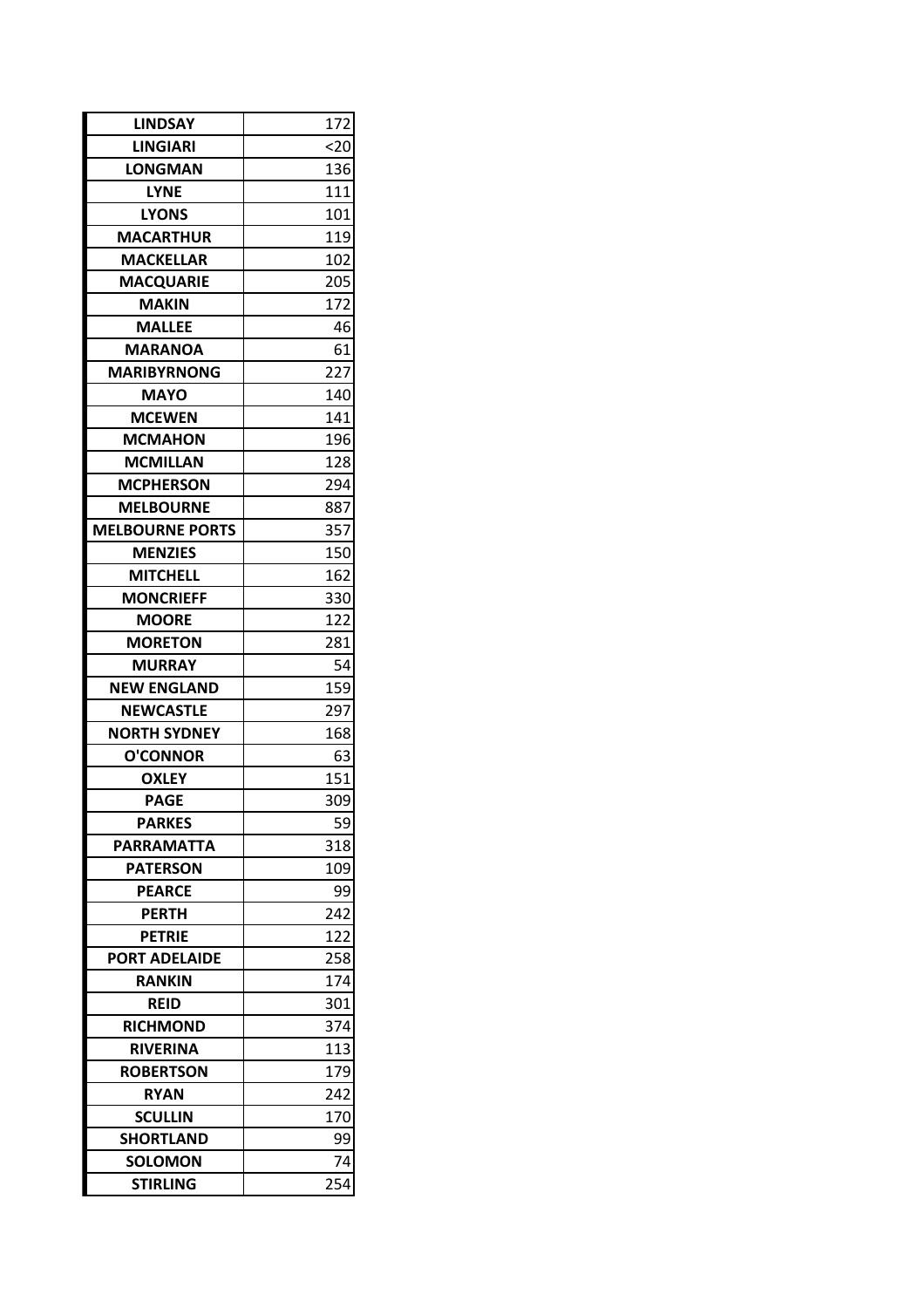| LINDSAY | 172 |
|---|---|
| LINGIARI | <20 |
| LONGMAN | 136 |
| LYNE | 111 |
| LYONS | 101 |
| MACARTHUR | 119 |
| MACKELLAR | 102 |
| MACQUARIE | 205 |
| MAKIN | 172 |
| MALLEE | 46 |
| MARANOA | 61 |
| MARIBYRNONG | 227 |
| MAYO | 140 |
| MCEWEN | 141 |
| MCMAHON | 196 |
| MCMILLAN | 128 |
| MCPHERSON | 294 |
| MELBOURNE | 887 |
| MELBOURNE PORTS | 357 |
| MENZIES | 150 |
| MITCHELL | 162 |
| MONCRIEFF | 330 |
| MOORE | 122 |
| MORETON | 281 |
| MURRAY | 54 |
| NEW ENGLAND | 159 |
| NEWCASTLE | 297 |
| NORTH SYDNEY | 168 |
| O'CONNOR | 63 |
| OXLEY | 151 |
| PAGE | 309 |
| PARKES | 59 |
| PARRAMATTA | 318 |
| PATERSON | 109 |
| PEARCE | 99 |
| PERTH | 242 |
| PETRIE | 122 |
| PORT ADELAIDE | 258 |
| RANKIN | 174 |
| REID | 301 |
| RICHMOND | 374 |
| RIVERINA | 113 |
| ROBERTSON | 179 |
| RYAN | 242 |
| SCULLIN | 170 |
| SHORTLAND | 99 |
| SOLOMON | 74 |
| STIRLING | 254 |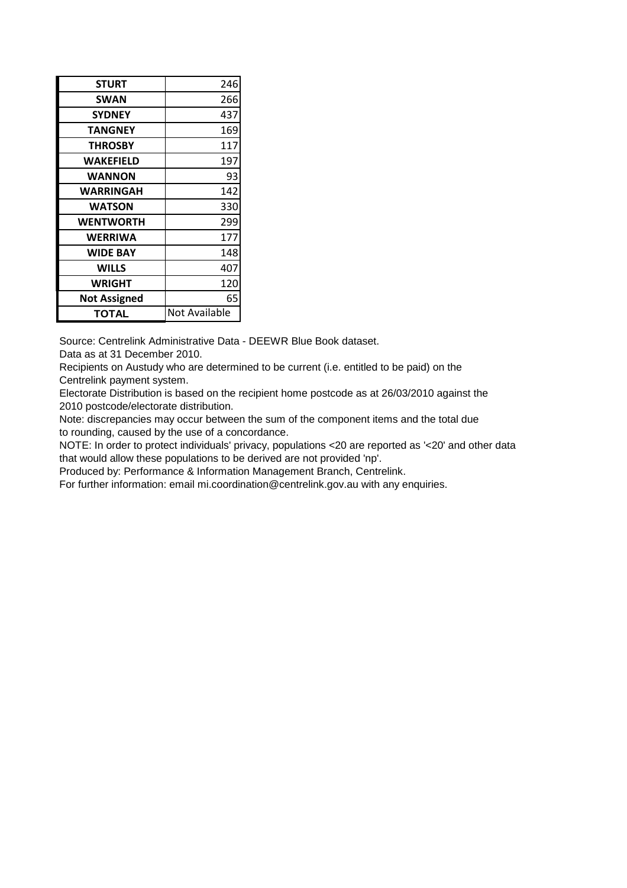| | |
|---|---|
| **STURT** | 246 |
| **SWAN** | 266 |
| **SYDNEY** | 437 |
| **TANGNEY** | 169 |
| **THROSBY** | 117 |
| **WAKEFIELD** | 197 |
| **WANNON** | 93 |
| **WARRINGAH** | 142 |
| **WATSON** | 330 |
| **WENTWORTH** | 299 |
| **WERRIWA** | 177 |
| **WIDE BAY** | 148 |
| **WILLS** | 407 |
| **WRIGHT** | 120 |
| **Not Assigned** | 65 |
| **TOTAL** | Not Available |

Source: Centrelink Administrative Data - DEEWR Blue Book dataset.
Data as at 31 December 2010.
Recipients on Austudy who are determined to be current (i.e. entitled to be paid) on the Centrelink payment system.
Electorate Distribution is based on the recipient home postcode as at 26/03/2010 against the 2010 postcode/electorate distribution.
Note: discrepancies may occur between the sum of the component items and the total due to rounding, caused by the use of a concordance.
NOTE: In order to protect individuals' privacy, populations <20 are reported as '<20' and other data that would allow these populations to be derived are not provided 'np'.
Produced by: Performance & Information Management Branch, Centrelink.
For further information: email mi.coordination@centrelink.gov.au with any enquiries.